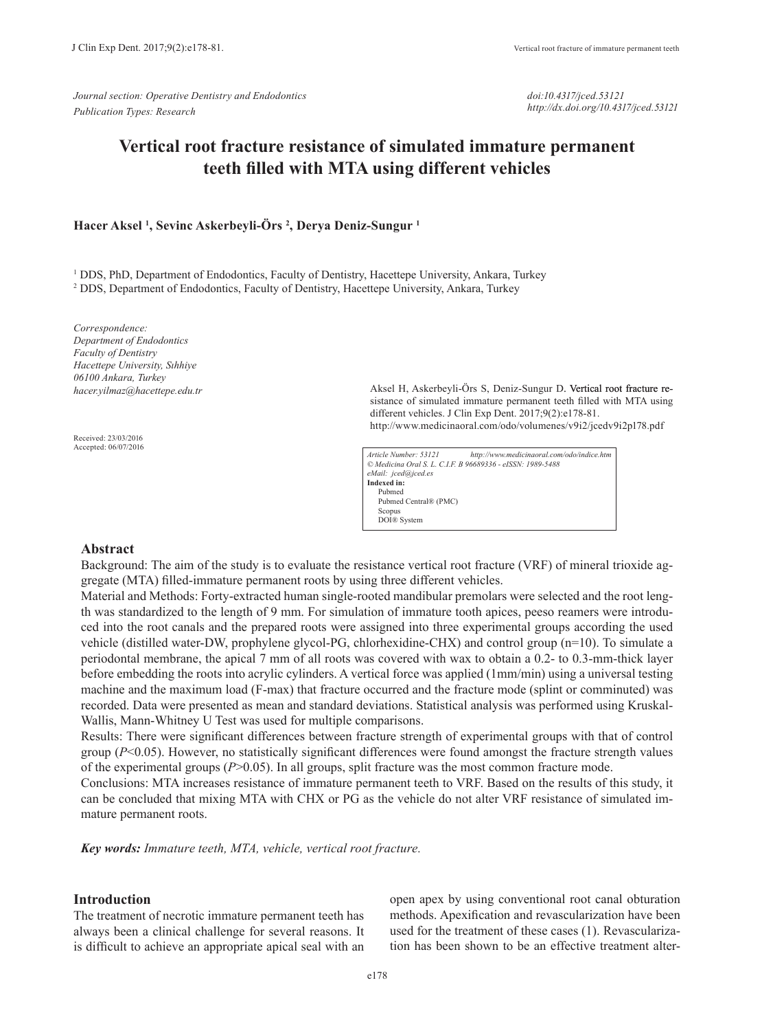*Journal section: Operative Dentistry and Endodontics*
*Publication Types: Research*

*doi:10.4317/jced.53121*
*http://dx.doi.org/10.4317/jced.53121*

# Vertical root fracture resistance of simulated immature permanent teeth filled with MTA using different vehicles

**Hacer Aksel [1], Sevinc Askerbeyli-Örs [2], Derya Deniz-Sungur [1]**

[1] DDS, PhD, Department of Endodontics, Faculty of Dentistry, Hacettepe University, Ankara, Turkey
[2] DDS, Department of Endodontics, Faculty of Dentistry, Hacettepe University, Ankara, Turkey

*Correspondence:*
*Department of Endodontics*
*Faculty of Dentistry*
*Hacettepe University, Sıhhiye*
*06100 Ankara, Turkey*
*hacer.yilmaz@hacettepe.edu.tr*

Received: 23/03/2016
Accepted: 06/07/2016

Aksel H, Askerbeyli-Örs S, Deniz-Sungur D. Vertical root fracture resistance of simulated immature permanent teeth filled with MTA using different vehicles. J Clin Exp Dent. 2017;9(2):e178-81.
http://www.medicinaoral.com/odo/volumenes/v9i2/jcedv9i2p178.pdf

*Article Number: 53121 http://www.medicinaoral.com/odo/indice.htm*
*© Medicina Oral S. L. C.I.F. B 96689336 - eISSN: 1989-5488*
*eMail: jced@jced.es*
**Indexed in:**
Pubmed
Pubmed Central® (PMC)
Scopus
DOI® System

## Abstract

Background: The aim of the study is to evaluate the resistance vertical root fracture (VRF) of mineral trioxide aggregate (MTA) filled-immature permanent roots by using three different vehicles.

Material and Methods: Forty-extracted human single-rooted mandibular premolars were selected and the root length was standardized to the length of 9 mm. For simulation of immature tooth apices, peeso reamers were introduced into the root canals and the prepared roots were assigned into three experimental groups according the used vehicle (distilled water-DW, prophylene glycol-PG, chlorhexidine-CHX) and control group (n=10). To simulate a periodontal membrane, the apical 7 mm of all roots was covered with wax to obtain a 0.2- to 0.3-mm-thick layer before embedding the roots into acrylic cylinders. A vertical force was applied (1mm/min) using a universal testing machine and the maximum load (F-max) that fracture occurred and the fracture mode (splint or comminuted) was recorded. Data were presented as mean and standard deviations. Statistical analysis was performed using Kruskal-Wallis, Mann-Whitney U Test was used for multiple comparisons.

Results: There were significant differences between fracture strength of experimental groups with that of control group ($P<0.05$). However, no statistically significant differences were found amongst the fracture strength values of the experimental groups ($P>0.05$). In all groups, split fracture was the most common fracture mode.

Conclusions: MTA increases resistance of immature permanent teeth to VRF. Based on the results of this study, it can be concluded that mixing MTA with CHX or PG as the vehicle do not alter VRF resistance of simulated immature permanent roots.

***Key words:*** *Immature teeth, MTA, vehicle, vertical root fracture.*

## Introduction

The treatment of necrotic immature permanent teeth has always been a clinical challenge for several reasons. It is difficult to achieve an appropriate apical seal with an open apex by using conventional root canal obturation methods. Apexification and revascularization have been used for the treatment of these cases (1). Revascularization has been shown to be an effective treatment alter-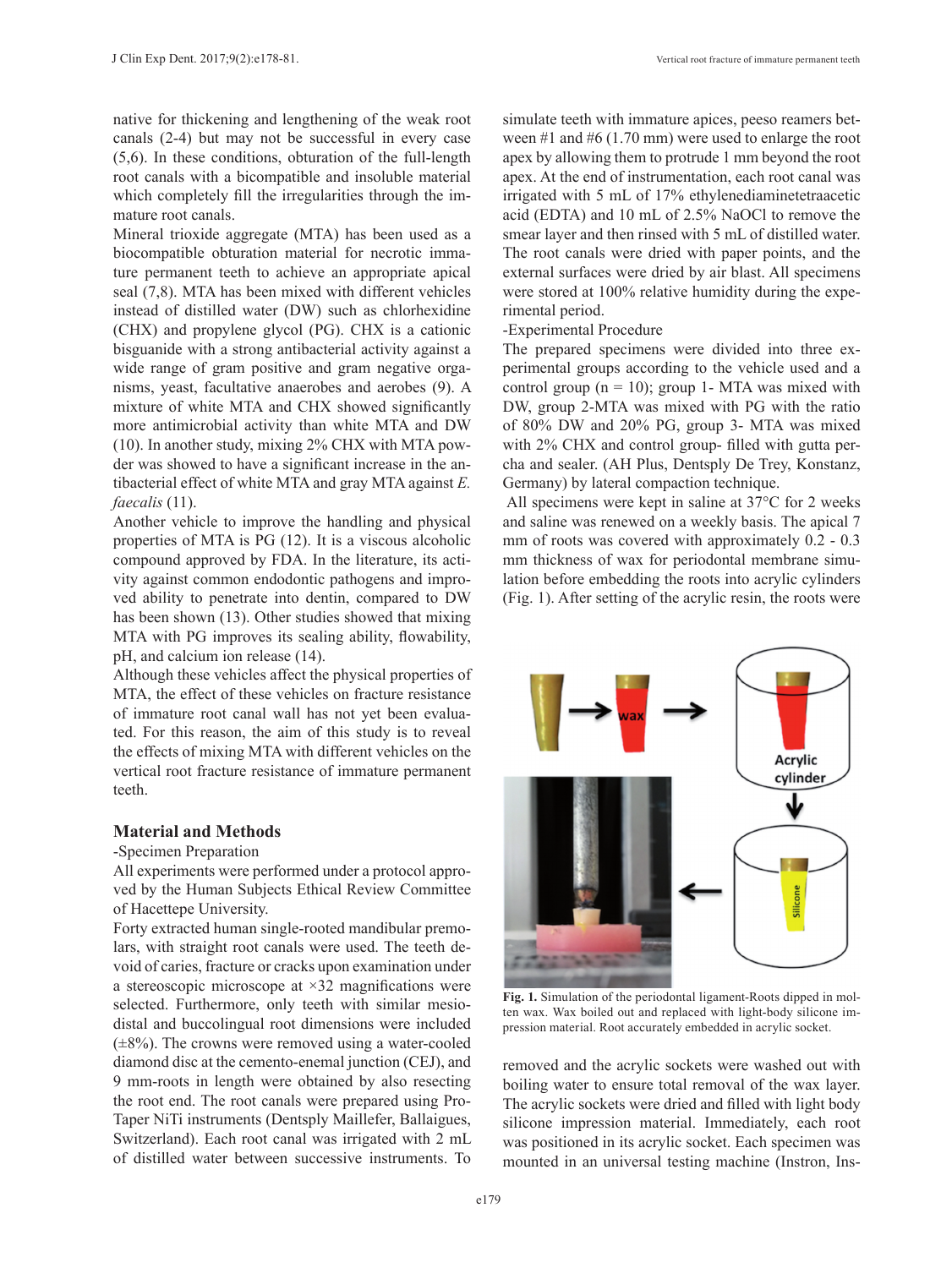native for thickening and lengthening of the weak root canals (2-4) but may not be successful in every case (5,6). In these conditions, obturation of the full-length root canals with a bicompatible and insoluble material which completely fill the irregularities through the immature root canals.

Mineral trioxide aggregate (MTA) has been used as a biocompatible obturation material for necrotic immature permanent teeth to achieve an appropriate apical seal (7,8). MTA has been mixed with different vehicles instead of distilled water (DW) such as chlorhexidine (CHX) and propylene glycol (PG). CHX is a cationic bisguanide with a strong antibacterial activity against a wide range of gram positive and gram negative organisms, yeast, facultative anaerobes and aerobes (9). A mixture of white MTA and CHX showed significantly more antimicrobial activity than white MTA and DW (10). In another study, mixing 2% CHX with MTA powder was showed to have a significant increase in the antibacterial effect of white MTA and gray MTA against *E. faecalis* (11).

Another vehicle to improve the handling and physical properties of MTA is PG (12). It is a viscous alcoholic compound approved by FDA. In the literature, its activity against common endodontic pathogens and improved ability to penetrate into dentin, compared to DW has been shown (13). Other studies showed that mixing MTA with PG improves its sealing ability, flowability, pH, and calcium ion release (14).

Although these vehicles affect the physical properties of MTA, the effect of these vehicles on fracture resistance of immature root canal wall has not yet been evaluated. For this reason, the aim of this study is to reveal the effects of mixing MTA with different vehicles on the vertical root fracture resistance of immature permanent teeth.

## Material and Methods

-Specimen Preparation

All experiments were performed under a protocol approved by the Human Subjects Ethical Review Committee of Hacettepe University.

Forty extracted human single-rooted mandibular premolars, with straight root canals were used. The teeth devoid of caries, fracture or cracks upon examination under a stereoscopic microscope at ×32 magnifications were selected. Furthermore, only teeth with similar mesiodistal and buccolingual root dimensions were included (±8%). The crowns were removed using a water-cooled diamond disc at the cemento-enamel junction (CEJ), and 9 mm-roots in length were obtained by also resecting the root end. The root canals were prepared using ProTaper NiTi instruments (Dentsply Maillefer, Ballaigues, Switzerland). Each root canal was irrigated with 2 mL of distilled water between successive instruments. To simulate teeth with immature apices, peeso reamers between #1 and #6 (1.70 mm) were used to enlarge the root apex by allowing them to protrude 1 mm beyond the root apex. At the end of instrumentation, each root canal was irrigated with 5 mL of 17% ethylenediaminetetraacetic acid (EDTA) and 10 mL of 2.5% NaOCl to remove the smear layer and then rinsed with 5 mL of distilled water. The root canals were dried with paper points, and the external surfaces were dried by air blast. All specimens were stored at 100% relative humidity during the experimental period.

-Experimental Procedure

The prepared specimens were divided into three experimental groups according to the vehicle used and a control group (n = 10); group 1- MTA was mixed with DW, group 2-MTA was mixed with PG with the ratio of 80% DW and 20% PG, group 3- MTA was mixed with 2% CHX and control group- filled with gutta percha and sealer. (AH Plus, Dentsply De Trey, Konstanz, Germany) by lateral compaction technique.

All specimens were kept in saline at 37°C for 2 weeks and saline was renewed on a weekly basis. The apical 7 mm of roots was covered with approximately 0.2 - 0.3 mm thickness of wax for periodontal membrane simulation before embedding the roots into acrylic cylinders (Fig. 1). After setting of the acrylic resin, the roots were removed and the acrylic sockets were washed out with boiling water to ensure total removal of the wax layer. The acrylic sockets were dried and filled with light body silicone impression material. Immediately, each root was positioned in its acrylic socket. Each specimen was mounted in an universal testing machine (Instron, Ins-

**Fig. 1.** Simulation of the periodontal ligament-Roots dipped in molten wax. Wax boiled out and replaced with light-body silicone impression material. Root accurately embedded in acrylic socket.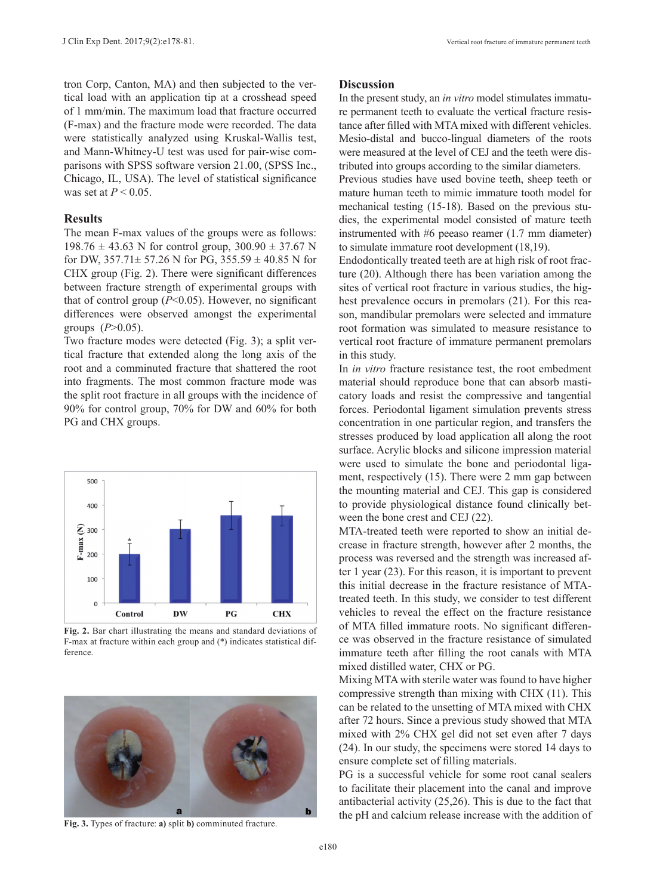tron Corp, Canton, MA) and then subjected to the vertical load with an application tip at a crosshead speed of 1 mm/min. The maximum load that fracture occurred (F-max) and the fracture mode were recorded. The data were statistically analyzed using Kruskal-Wallis test, and Mann-Whitney-U test was used for pair-wise comparisons with SPSS software version 21.00, (SPSS Inc., Chicago, IL, USA). The level of statistical significance was set at $P < 0.05$.

## Results

The mean F-max values of the groups were as follows: 198.76 ± 43.63 N for control group, 300.90 ± 37.67 N for DW, 357.71± 57.26 N for PG, 355.59 ± 40.85 N for CHX group (Fig. 2). There were significant differences between fracture strength of experimental groups with that of control group ($P<0.05$). However, no significant differences were observed amongst the experimental groups ($P>0.05$).

Two fracture modes were detected (Fig. 3); a split vertical fracture that extended along the long axis of the root and a comminuted fracture that shattered the root into fragments. The most common fracture mode was the split root fracture in all groups with the incidence of 90% for control group, 70% for DW and 60% for both PG and CHX groups.

**Fig. 2.** Bar chart illustrating the means and standard deviations of F-max at fracture within each group and (*) indicates statistical difference.

**Fig. 3.** Types of fracture: **a)** split **b)** comminuted fracture.

## Discussion

In the present study, an *in vitro* model stimulates immature permanent teeth to evaluate the vertical fracture resistance after filled with MTA mixed with different vehicles. Mesio-distal and bucco-lingual diameters of the roots were measured at the level of CEJ and the teeth were distributed into groups according to the similar diameters.

Previous studies have used bovine teeth, sheep teeth or mature human teeth to mimic immature tooth model for mechanical testing (15-18). Based on the previous studies, the experimental model consisted of mature teeth instrumented with #6 peeaso reamer (1.7 mm diameter) to simulate immature root development (18,19).

Endodontically treated teeth are at high risk of root fracture (20). Although there has been variation among the sites of vertical root fracture in various studies, the highest prevalence occurs in premolars (21). For this reason, mandibular premolars were selected and immature root formation was simulated to measure resistance to vertical root fracture of immature permanent premolars in this study.

In *in vitro* fracture resistance test, the root embedment material should reproduce bone that can absorb masticatory loads and resist the compressive and tangential forces. Periodontal ligament simulation prevents stress concentration in one particular region, and transfers the stresses produced by load application all along the root surface. Acrylic blocks and silicone impression material were used to simulate the bone and periodontal ligament, respectively (15). There were 2 mm gap between the mounting material and CEJ. This gap is considered to provide physiological distance found clinically between the bone crest and CEJ (22).

MTA-treated teeth were reported to show an initial decrease in fracture strength, however after 2 months, the process was reversed and the strength was increased after 1 year (23). For this reason, it is important to prevent this initial decrease in the fracture resistance of MTA-treated teeth. In this study, we consider to test different vehicles to reveal the effect on the fracture resistance of MTA filled immature roots. No significant difference was observed in the fracture resistance of simulated immature teeth after filling the root canals with MTA mixed distilled water, CHX or PG.

Mixing MTA with sterile water was found to have higher compressive strength than mixing with CHX (11). This can be related to the unsetting of MTA mixed with CHX after 72 hours. Since a previous study showed that MTA mixed with 2% CHX gel did not set even after 7 days (24). In our study, the specimens were stored 14 days to ensure complete set of filling materials.

PG is a successful vehicle for some root canal sealers to facilitate their placement into the canal and improve antibacterial activity (25,26). This is due to the fact that the pH and calcium release increase with the addition of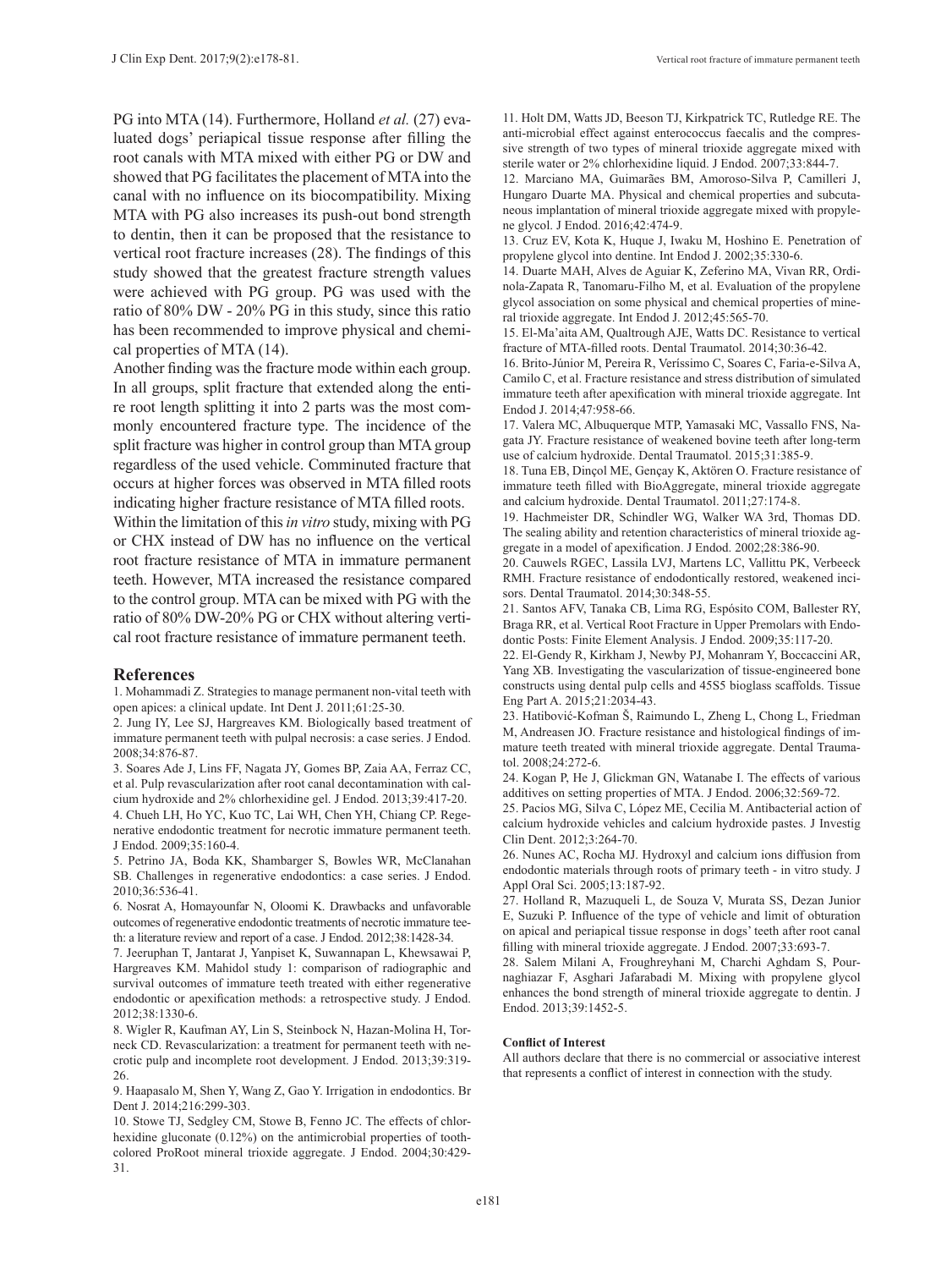PG into MTA (14). Furthermore, Holland *et al.* (27) evaluated dogs' periapical tissue response after filling the root canals with MTA mixed with either PG or DW and showed that PG facilitates the placement of MTA into the canal with no influence on its biocompatibility. Mixing MTA with PG also increases its push-out bond strength to dentin, then it can be proposed that the resistance to vertical root fracture increases (28). The findings of this study showed that the greatest fracture strength values were achieved with PG group. PG was used with the ratio of 80% DW - 20% PG in this study, since this ratio has been recommended to improve physical and chemical properties of MTA (14).

Another finding was the fracture mode within each group. In all groups, split fracture that extended along the entire root length splitting it into 2 parts was the most commonly encountered fracture type. The incidence of the split fracture was higher in control group than MTA group regardless of the used vehicle. Comminuted fracture that occurs at higher forces was observed in MTA filled roots indicating higher fracture resistance of MTA filled roots.

Within the limitation of this *in vitro* study, mixing with PG or CHX instead of DW has no influence on the vertical root fracture resistance of MTA in immature permanent teeth. However, MTA increased the resistance compared to the control group. MTA can be mixed with PG with the ratio of 80% DW-20% PG or CHX without altering vertical root fracture resistance of immature permanent teeth.

## References

1. Mohammadi Z. Strategies to manage permanent non-vital teeth with open apices: a clinical update. Int Dent J. 2011;61:25-30.
2. Jung IY, Lee SJ, Hargreaves KM. Biologically based treatment of immature permanent teeth with pulpal necrosis: a case series. J Endod. 2008;34:876-87.
3. Soares Ade J, Lins FF, Nagata JY, Gomes BP, Zaia AA, Ferraz CC, et al. Pulp revascularization after root canal decontamination with calcium hydroxide and 2% chlorhexidine gel. J Endod. 2013;39:417-20.
4. Chueh LH, Ho YC, Kuo TC, Lai WH, Chen YH, Chiang CP. Regenerative endodontic treatment for necrotic immature permanent teeth. J Endod. 2009;35:160-4.
5. Petrino JA, Boda KK, Shambarger S, Bowles WR, McClanahan SB. Challenges in regenerative endodontics: a case series. J Endod. 2010;36:536-41.
6. Nosrat A, Homayounfar N, Oloomi K. Drawbacks and unfavorable outcomes of regenerative endodontic treatments of necrotic immature teeth: a literature review and report of a case. J Endod. 2012;38:1428-34.
7. Jeeruphan T, Jantarat J, Yanpiset K, Suwannapan L, Khewsawai P, Hargreaves KM. Mahidol study 1: comparison of radiographic and survival outcomes of immature teeth treated with either regenerative endodontic or apexification methods: a retrospective study. J Endod. 2012;38:1330-6.
8. Wigler R, Kaufman AY, Lin S, Steinbock N, Hazan-Molina H, Torneck CD. Revascularization: a treatment for permanent teeth with necrotic pulp and incomplete root development. J Endod. 2013;39:319-26.
9. Haapasalo M, Shen Y, Wang Z, Gao Y. Irrigation in endodontics. Br Dent J. 2014;216:299-303.
10. Stowe TJ, Sedgley CM, Stowe B, Fenno JC. The effects of chlorhexidine gluconate (0.12%) on the antimicrobial properties of tooth-colored ProRoot mineral trioxide aggregate. J Endod. 2004;30:429-31.
11. Holt DM, Watts JD, Beeson TJ, Kirkpatrick TC, Rutledge RE. The anti-microbial effect against enterococcus faecalis and the compressive strength of two types of mineral trioxide aggregate mixed with sterile water or 2% chlorhexidine liquid. J Endod. 2007;33:844-7.
12. Marciano MA, Guimarães BM, Amoroso-Silva P, Camilleri J, Hungaro Duarte MA. Physical and chemical properties and subcutaneous implantation of mineral trioxide aggregate mixed with propylene glycol. J Endod. 2016;42:474-9.
13. Cruz EV, Kota K, Huque J, Iwaku M, Hoshino E. Penetration of propylene glycol into dentine. Int Endod J. 2002;35:330-6.
14. Duarte MAH, Alves de Aguiar K, Zeferino MA, Vivan RR, Ordinola-Zapata R, Tanomaru-Filho M, et al. Evaluation of the propylene glycol association on some physical and chemical properties of mineral trioxide aggregate. Int Endod J. 2012;45:565-70.
15. El-Ma'aita AM, Qualtrough AJE, Watts DC. Resistance to vertical fracture of MTA-filled roots. Dental Traumatol. 2014;30:36-42.
16. Brito-Júnior M, Pereira R, Veríssimo C, Soares C, Faria-e-Silva A, Camilo C, et al. Fracture resistance and stress distribution of simulated immature teeth after apexification with mineral trioxide aggregate. Int Endod J. 2014;47:958-66.
17. Valera MC, Albuquerque MTP, Yamasaki MC, Vassallo FNS, Nagata JY. Fracture resistance of weakened bovine teeth after long-term use of calcium hydroxide. Dental Traumatol. 2015;31:385-9.
18. Tuna EB, Dinçol ME, Gençay K, Aktören O. Fracture resistance of immature teeth filled with BioAggregate, mineral trioxide aggregate and calcium hydroxide. Dental Traumatol. 2011;27:174-8.
19. Hachmeister DR, Schindler WG, Walker WA 3rd, Thomas DD. The sealing ability and retention characteristics of mineral trioxide aggregate in a model of apexification. J Endod. 2002;28:386-90.
20. Cauwels RGEC, Lassila LVJ, Martens LC, Vallittu PK, Verbeeck RMH. Fracture resistance of endodontically restored, weakened incisors. Dental Traumatol. 2014;30:348-55.
21. Santos AFV, Tanaka CB, Lima RG, Espósito COM, Ballester RY, Braga RR, et al. Vertical Root Fracture in Upper Premolars with Endodontic Posts: Finite Element Analysis. J Endod. 2009;35:117-20.
22. El-Gendy R, Kirkham J, Newby PJ, Mohanram Y, Boccaccini AR, Yang XB. Investigating the vascularization of tissue-engineered bone constructs using dental pulp cells and 45S5 bioglass scaffolds. Tissue Eng Part A. 2015;21:2034-43.
23. Hatibović-Kofman Š, Raimundo L, Zheng L, Chong L, Friedman M, Andreasen JO. Fracture resistance and histological findings of immature teeth treated with mineral trioxide aggregate. Dental Traumatol. 2008;24:272-6.
24. Kogan P, He J, Glickman GN, Watanabe I. The effects of various additives on setting properties of MTA. J Endod. 2006;32:569-72.
25. Pacios MG, Silva C, López ME, Cecilia M. Antibacterial action of calcium hydroxide vehicles and calcium hydroxide pastes. J Investig Clin Dent. 2012;3:264-70.
26. Nunes AC, Rocha MJ. Hydroxyl and calcium ions diffusion from endodontic materials through roots of primary teeth - in vitro study. J Appl Oral Sci. 2005;13:187-92.
27. Holland R, Mazuqueli L, de Souza V, Murata SS, Dezan Junior E, Suzuki P. Influence of the type of vehicle and limit of obturation on apical and periapical tissue response in dogs' teeth after root canal filling with mineral trioxide aggregate. J Endod. 2007;33:693-7.
28. Salem Milani A, Froughreyhani M, Charchi Aghdam S, Pournaghiazar F, Asghari Jafarabadi M. Mixing with propylene glycol enhances the bond strength of mineral trioxide aggregate to dentin. J Endod. 2013;39:1452-5.

#### Conflict of Interest

All authors declare that there is no commercial or associative interest that represents a conflict of interest in connection with the study.